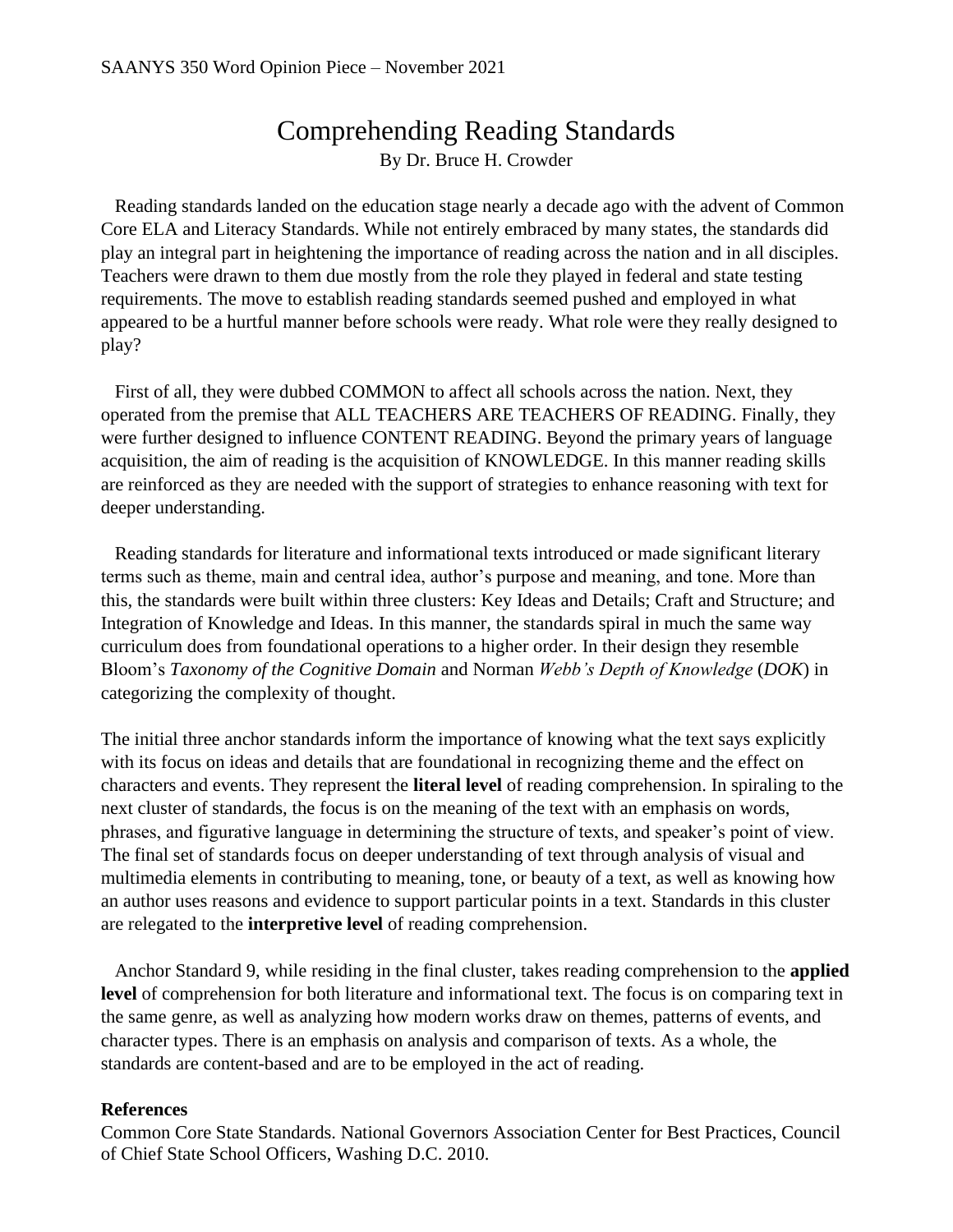SAANYS 350 Word Opinion Piece – November 2021

# Comprehending Reading Standards

By Dr. Bruce H. Crowder

Reading standards landed on the education stage nearly a decade ago with the advent of Common Core ELA and Literacy Standards. While not entirely embraced by many states, the standards did play an integral part in heightening the importance of reading across the nation and in all disciples. Teachers were drawn to them due mostly from the role they played in federal and state testing requirements. The move to establish reading standards seemed pushed and employed in what appeared to be a hurtful manner before schools were ready. What role were they really designed to play?

First of all, they were dubbed COMMON to affect all schools across the nation. Next, they operated from the premise that ALL TEACHERS ARE TEACHERS OF READING. Finally, they were further designed to influence CONTENT READING. Beyond the primary years of language acquisition, the aim of reading is the acquisition of KNOWLEDGE. In this manner reading skills are reinforced as they are needed with the support of strategies to enhance reasoning with text for deeper understanding.

Reading standards for literature and informational texts introduced or made significant literary terms such as theme, main and central idea, author's purpose and meaning, and tone. More than this, the standards were built within three clusters: Key Ideas and Details; Craft and Structure; and Integration of Knowledge and Ideas. In this manner, the standards spiral in much the same way curriculum does from foundational operations to a higher order. In their design they resemble Bloom's *Taxonomy of the Cognitive Domain* and Norman *Webb's Depth of Knowledge* (*DOK*) in categorizing the complexity of thought.

The initial three anchor standards inform the importance of knowing what the text says explicitly with its focus on ideas and details that are foundational in recognizing theme and the effect on characters and events. They represent the **literal level** of reading comprehension. In spiraling to the next cluster of standards, the focus is on the meaning of the text with an emphasis on words, phrases, and figurative language in determining the structure of texts, and speaker's point of view. The final set of standards focus on deeper understanding of text through analysis of visual and multimedia elements in contributing to meaning, tone, or beauty of a text, as well as knowing how an author uses reasons and evidence to support particular points in a text. Standards in this cluster are relegated to the **interpretive level** of reading comprehension.

Anchor Standard 9, while residing in the final cluster, takes reading comprehension to the **applied level** of comprehension for both literature and informational text. The focus is on comparing text in the same genre, as well as analyzing how modern works draw on themes, patterns of events, and character types. There is an emphasis on analysis and comparison of texts. As a whole, the standards are content-based and are to be employed in the act of reading.

**References**

Common Core State Standards. National Governors Association Center for Best Practices, Council of Chief State School Officers, Washing D.C. 2010.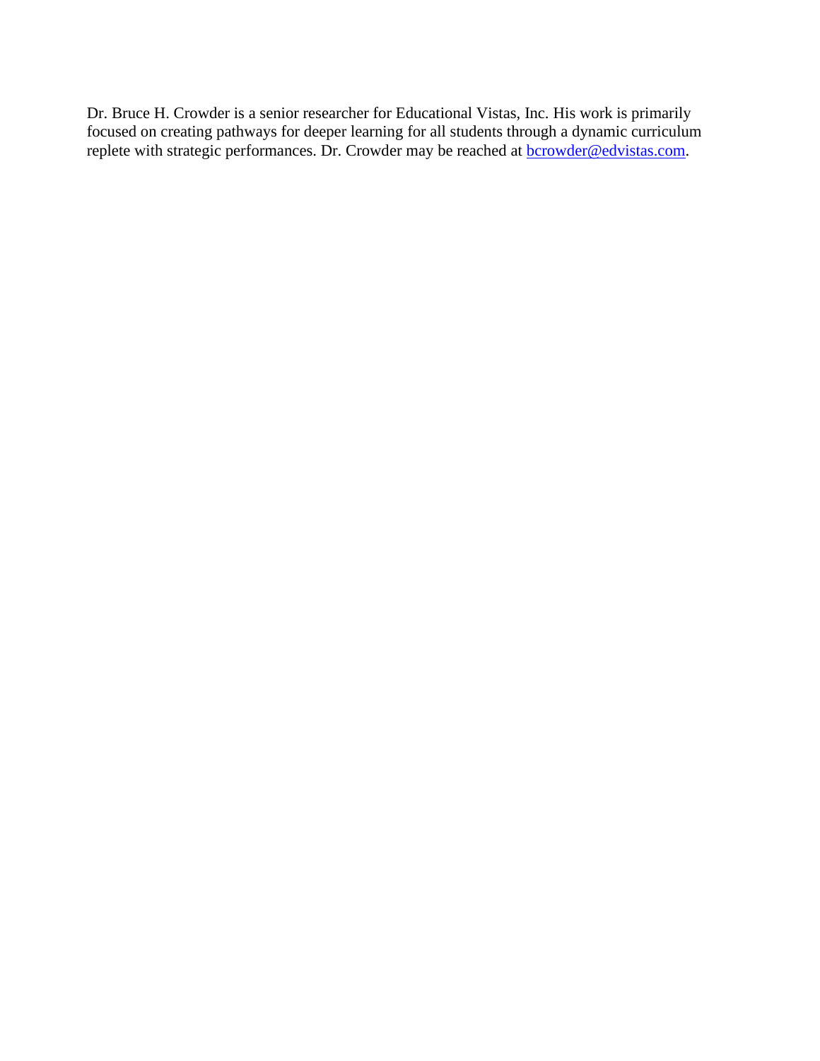Dr. Bruce H. Crowder is a senior researcher for Educational Vistas, Inc. His work is primarily focused on creating pathways for deeper learning for all students through a dynamic curriculum replete with strategic performances. Dr. Crowder may be reached at bcrowder@edvistas.com.